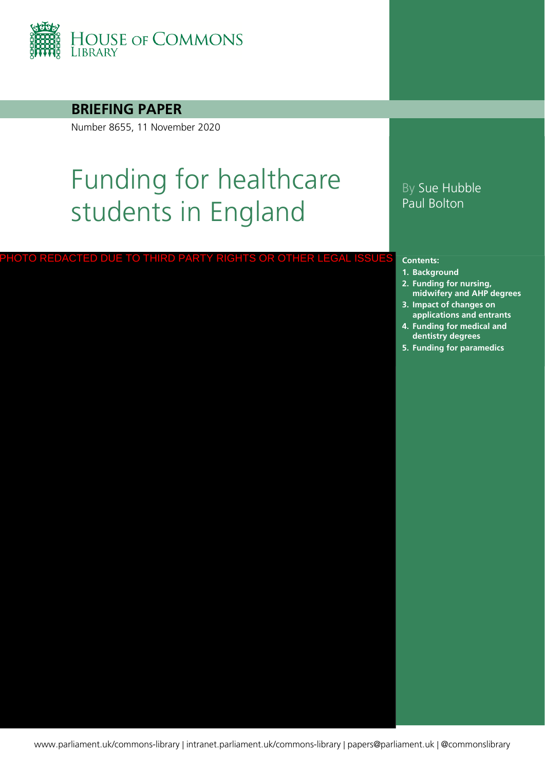HOUSE OF COMMONS LIBRARY

**BRIEFING PAPER**

Number 8655, 11 November 2020

# Funding for healthcare students in England

By Sue Hubble
Paul Bolton

PHOTO REDACTED DUE TO THIRD PARTY RIGHTS OR OTHER LEGAL ISSUES

**Contents:**

1. **Background**
2. **Funding for nursing, midwifery and AHP degrees**
3. **Impact of changes on applications and entrants**
4. **Funding for medical and dentistry degrees**
5. **Funding for paramedics**

www.parliament.uk/commons-library | intranet.parliament.uk/commons-library | papers@parliament.uk | @commonslibrary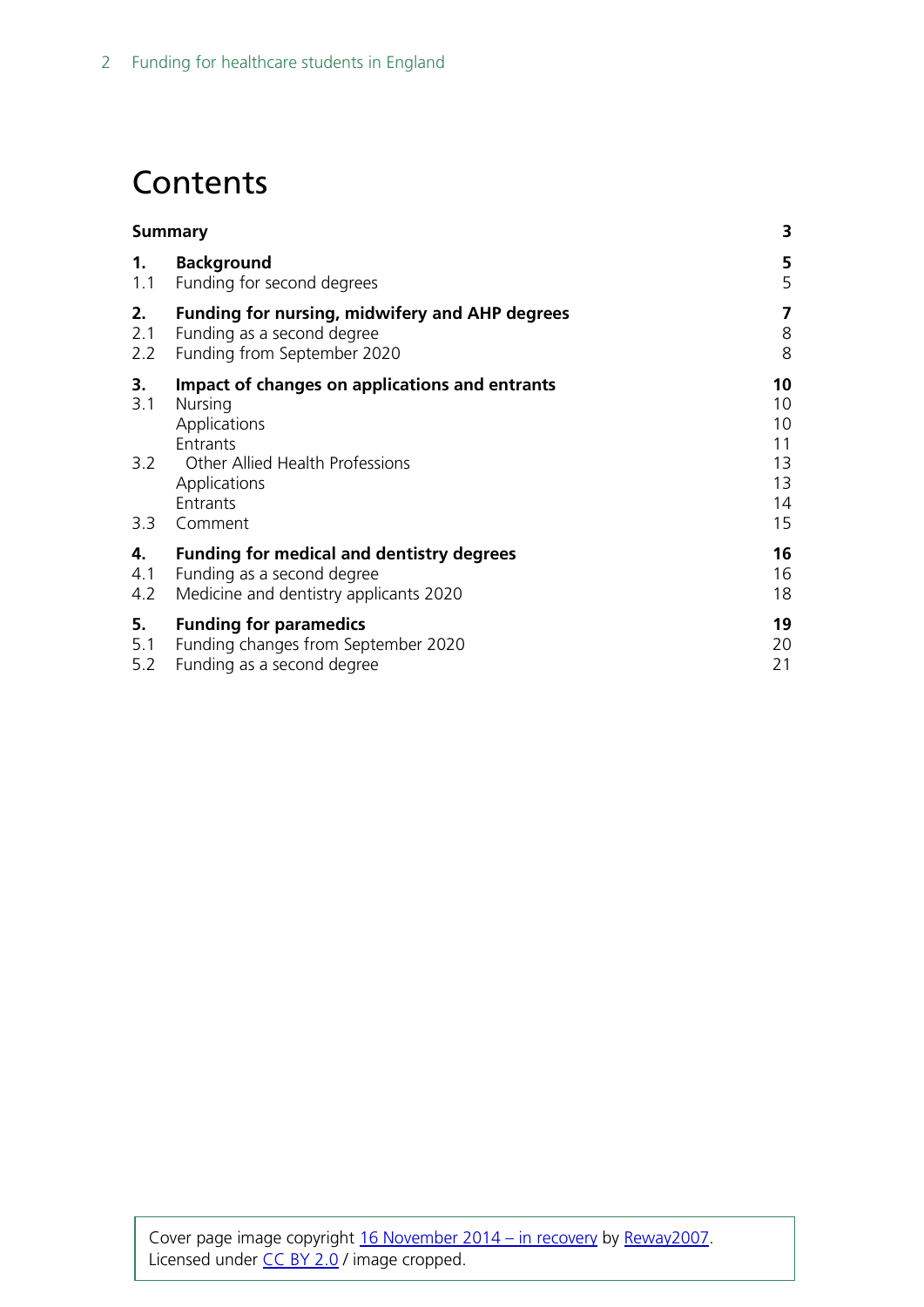# Contents

| | | |
|---|---|---|
| **Summary** | | **3** |
| **1.** | **Background** | **5** |
| 1.1 | Funding for second degrees | 5 |
| **2.** | **Funding for nursing, midwifery and AHP degrees** | **7** |
| 2.1 | Funding as a second degree | 8 |
| 2.2 | Funding from September 2020 | 8 |
| **3.** | **Impact of changes on applications and entrants** | **10** |
| 3.1 | Nursing | 10 |
| | Applications | 10 |
| | Entrants | 11 |
| 3.2 | Other Allied Health Professions | 13 |
| | Applications | 13 |
| | Entrants | 14 |
| 3.3 | Comment | 15 |
| **4.** | **Funding for medical and dentistry degrees** | **16** |
| 4.1 | Funding as a second degree | 16 |
| 4.2 | Medicine and dentistry applicants 2020 | 18 |
| **5.** | **Funding for paramedics** | **19** |
| 5.1 | Funding changes from September 2020 | 20 |
| 5.2 | Funding as a second degree | 21 |

Cover page image copyright 16 November 2014 – in recovery by Reway2007. Licensed under CC BY 2.0 / image cropped.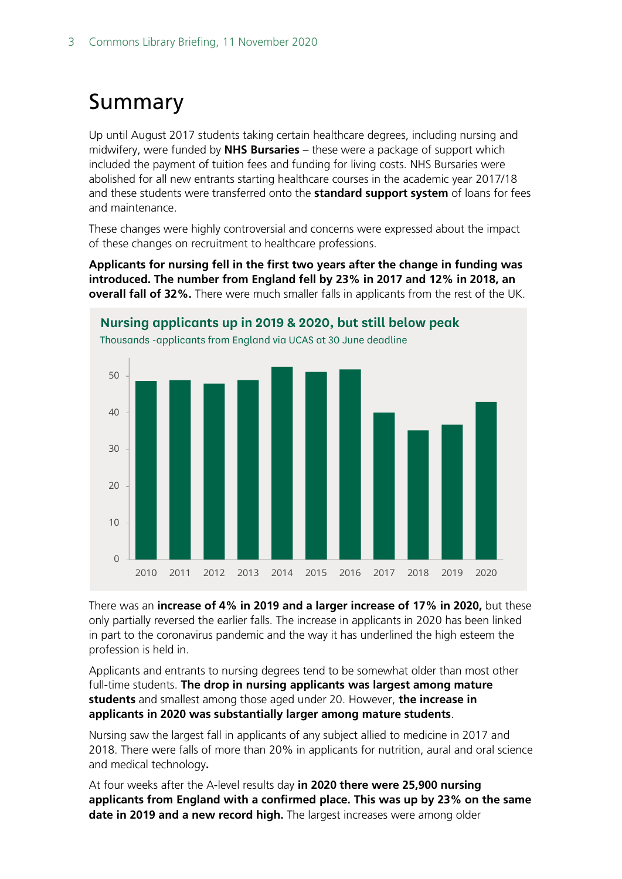# Summary

Up until August 2017 students taking certain healthcare degrees, including nursing and midwifery, were funded by **NHS Bursaries** – these were a package of support which included the payment of tuition fees and funding for living costs. NHS Bursaries were abolished for all new entrants starting healthcare courses in the academic year 2017/18 and these students were transferred onto the **standard support system** of loans for fees and maintenance.

These changes were highly controversial and concerns were expressed about the impact of these changes on recruitment to healthcare professions.

**Applicants for nursing fell in the first two years after the change in funding was introduced. The number from England fell by 23% in 2017 and 12% in 2018, an overall fall of 32%.** There were much smaller falls in applicants from the rest of the UK.

**Nursing applicants up in 2019 & 2020, but still below peak**

Thousands -applicants from England via UCAS at 30 June deadline

There was an **increase of 4% in 2019 and a larger increase of 17% in 2020,** but these only partially reversed the earlier falls. The increase in applicants in 2020 has been linked in part to the coronavirus pandemic and the way it has underlined the high esteem the profession is held in.

Applicants and entrants to nursing degrees tend to be somewhat older than most other full-time students. **The drop in nursing applicants was largest among mature students** and smallest among those aged under 20. However, **the increase in applicants in 2020 was substantially larger among mature students**.

Nursing saw the largest fall in applicants of any subject allied to medicine in 2017 and 2018. There were falls of more than 20% in applicants for nutrition, aural and oral science and medical technology**.**

At four weeks after the A-level results day **in 2020 there were 25,900 nursing applicants from England with a confirmed place. This was up by 23% on the same date in 2019 and a new record high.** The largest increases were among older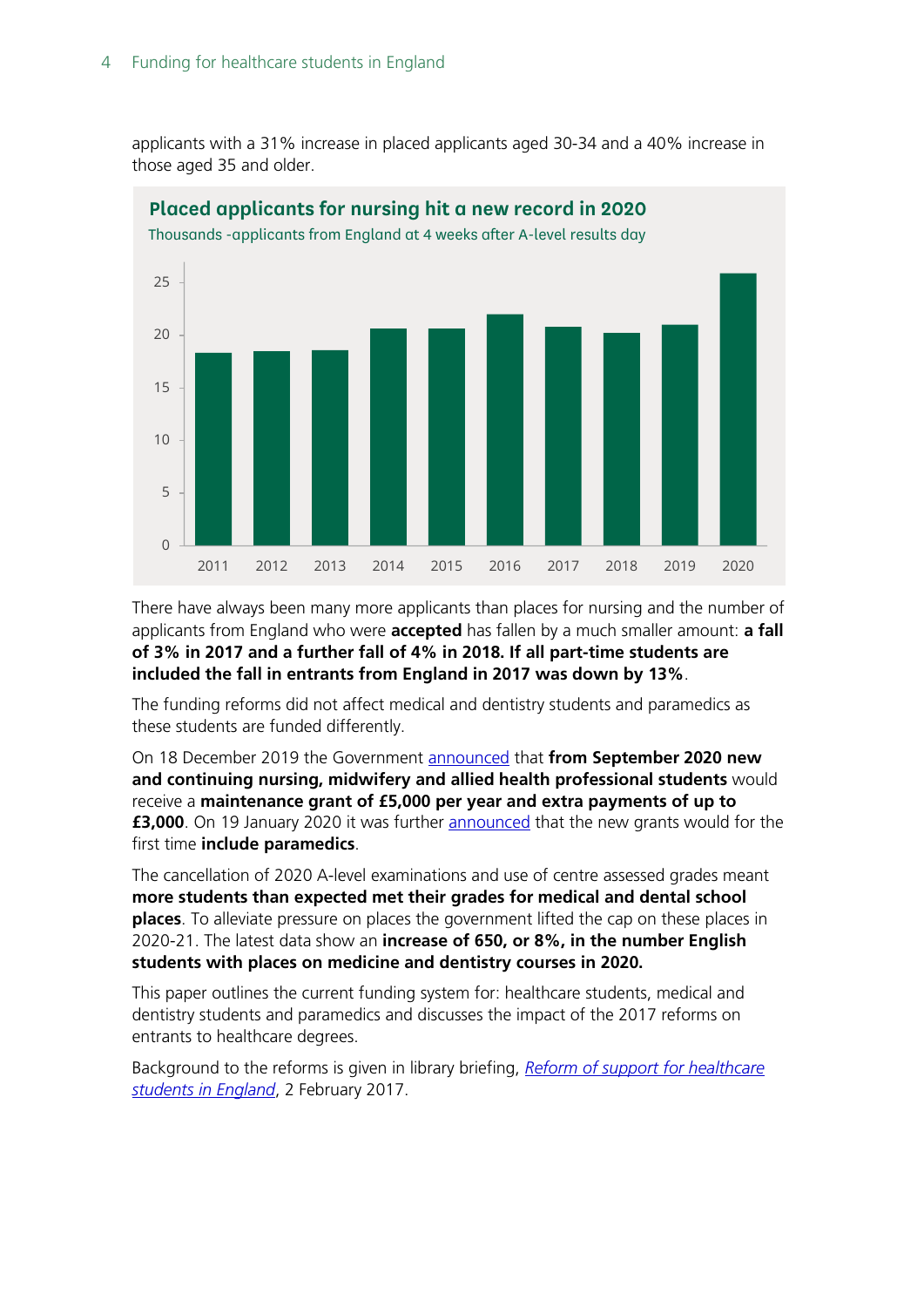applicants with a 31% increase in placed applicants aged 30-34 and a 40% increase in those aged 35 and older.

**Placed applicants for nursing hit a new record in 2020**

Thousands -applicants from England at 4 weeks after A-level results day

There have always been many more applicants than places for nursing and the number of applicants from England who were **accepted** has fallen by a much smaller amount: **a fall of 3% in 2017 and a further fall of 4% in 2018. If all part-time students are included the fall in entrants from England in 2017 was down by 13%**.

The funding reforms did not affect medical and dentistry students and paramedics as these students are funded differently.

On 18 December 2019 the Government announced that **from September 2020 new and continuing nursing, midwifery and allied health professional students** would receive a **maintenance grant of £5,000 per year and extra payments of up to £3,000**. On 19 January 2020 it was further announced that the new grants would for the first time **include paramedics**.

The cancellation of 2020 A-level examinations and use of centre assessed grades meant **more students than expected met their grades for medical and dental school places**. To alleviate pressure on places the government lifted the cap on these places in 2020-21. The latest data show an **increase of 650, or 8%, in the number English students with places on medicine and dentistry courses in 2020.**

This paper outlines the current funding system for: healthcare students, medical and dentistry students and paramedics and discusses the impact of the 2017 reforms on entrants to healthcare degrees.

Background to the reforms is given in library briefing, *Reform of support for healthcare students in England*, 2 February 2017.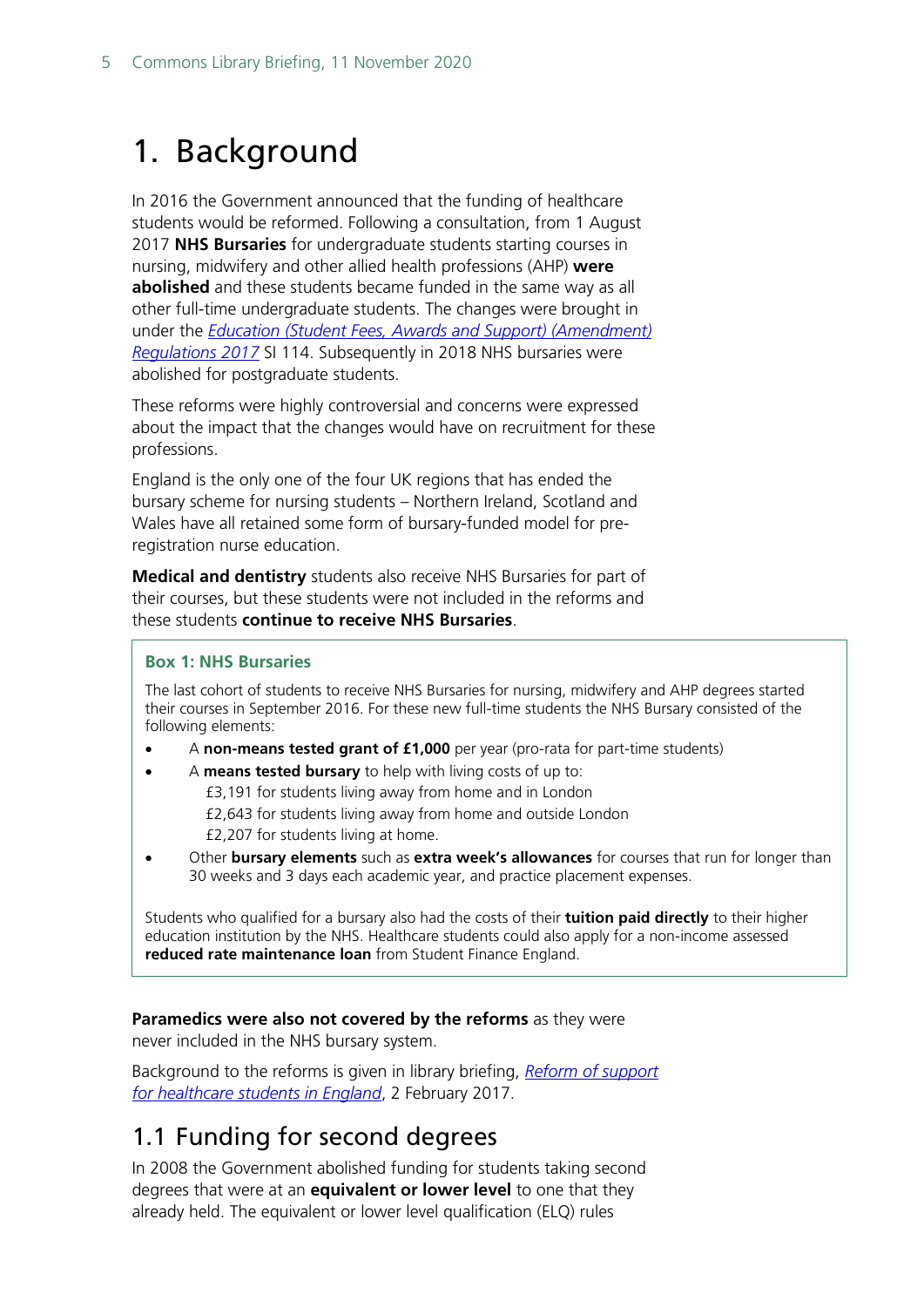# 1. Background

In 2016 the Government announced that the funding of healthcare students would be reformed. Following a consultation, from 1 August 2017 **NHS Bursaries** for undergraduate students starting courses in nursing, midwifery and other allied health professions (AHP) **were abolished** and these students became funded in the same way as all other full-time undergraduate students. The changes were brought in under the *Education (Student Fees, Awards and Support) (Amendment) Regulations 2017* SI 114. Subsequently in 2018 NHS bursaries were abolished for postgraduate students.

These reforms were highly controversial and concerns were expressed about the impact that the changes would have on recruitment for these professions.

England is the only one of the four UK regions that has ended the bursary scheme for nursing students – Northern Ireland, Scotland and Wales have all retained some form of bursary-funded model for pre-registration nurse education.

**Medical and dentistry** students also receive NHS Bursaries for part of their courses, but these students were not included in the reforms and these students **continue to receive NHS Bursaries**.

> **Box 1: NHS Bursaries**
>
> The last cohort of students to receive NHS Bursaries for nursing, midwifery and AHP degrees started their courses in September 2016. For these new full-time students the NHS Bursary consisted of the following elements:
>
> - A **non-means tested grant of £1,000** per year (pro-rata for part-time students)
> - A **means tested bursary** to help with living costs of up to:
>   - £3,191 for students living away from home and in London
>   - £2,643 for students living away from home and outside London
>   - £2,207 for students living at home.
> - Other **bursary elements** such as **extra week's allowances** for courses that run for longer than 30 weeks and 3 days each academic year, and practice placement expenses.
>
> Students who qualified for a bursary also had the costs of their **tuition paid directly** to their higher education institution by the NHS. Healthcare students could also apply for a non-income assessed **reduced rate maintenance loan** from Student Finance England.

**Paramedics were also not covered by the reforms** as they were never included in the NHS bursary system.

Background to the reforms is given in library briefing, *Reform of support for healthcare students in England*, 2 February 2017.

## 1.1 Funding for second degrees

In 2008 the Government abolished funding for students taking second degrees that were at an **equivalent or lower level** to one that they already held. The equivalent or lower level qualification (ELQ) rules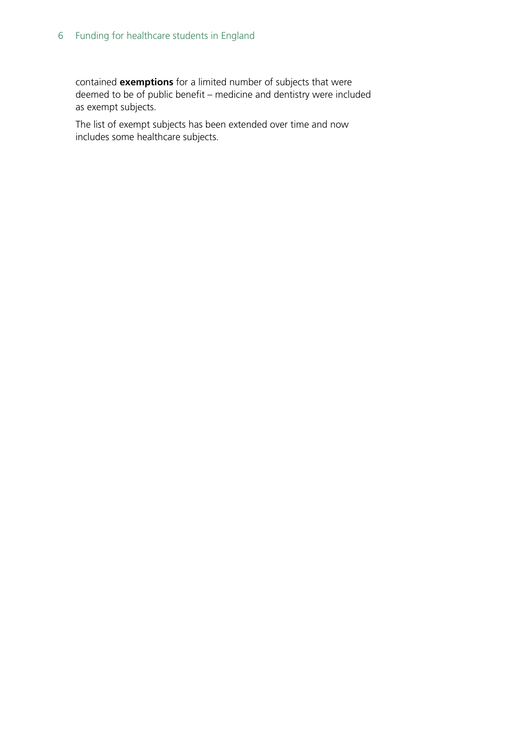contained **exemptions** for a limited number of subjects that were deemed to be of public benefit – medicine and dentistry were included as exempt subjects.

The list of exempt subjects has been extended over time and now includes some healthcare subjects.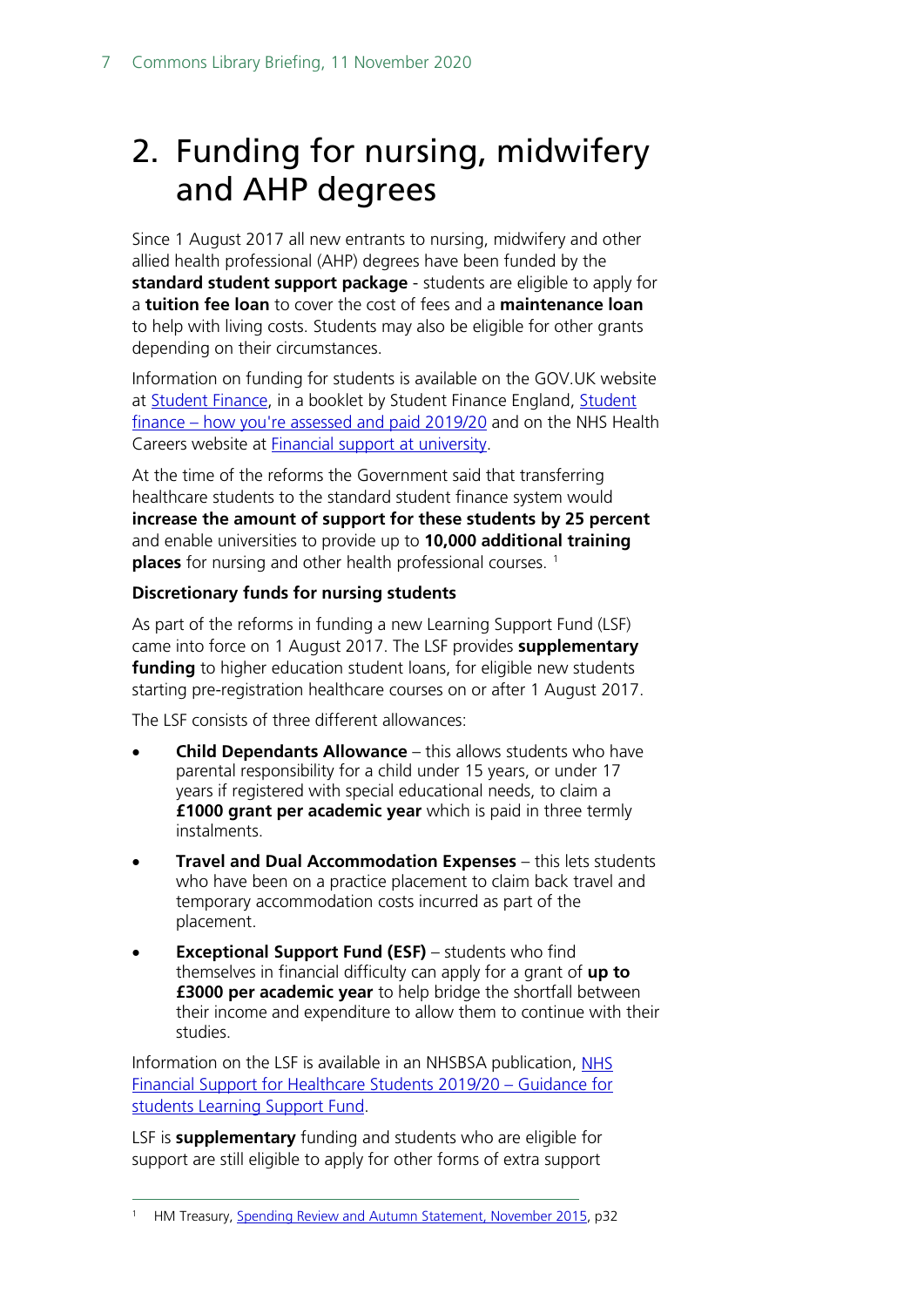# 2. Funding for nursing, midwifery and AHP degrees

Since 1 August 2017 all new entrants to nursing, midwifery and other allied health professional (AHP) degrees have been funded by the **standard student support package** - students are eligible to apply for a **tuition fee loan** to cover the cost of fees and a **maintenance loan** to help with living costs. Students may also be eligible for other grants depending on their circumstances.

Information on funding for students is available on the GOV.UK website at [Student Finance](), in a booklet by Student Finance England, [Student finance – how you're assessed and paid 2019/20]() and on the NHS Health Careers website at [Financial support at university]().

At the time of the reforms the Government said that transferring healthcare students to the standard student finance system would **increase the amount of support for these students by 25 percent** and enable universities to provide up to **10,000 additional training places** for nursing and other health professional courses. [1]

**Discretionary funds for nursing students**

As part of the reforms in funding a new Learning Support Fund (LSF) came into force on 1 August 2017. The LSF provides **supplementary funding** to higher education student loans, for eligible new students starting pre-registration healthcare courses on or after 1 August 2017.

The LSF consists of three different allowances:

- **Child Dependants Allowance** – this allows students who have parental responsibility for a child under 15 years, or under 17 years if registered with special educational needs, to claim a **£1000 grant per academic year** which is paid in three termly instalments.
- **Travel and Dual Accommodation Expenses** – this lets students who have been on a practice placement to claim back travel and temporary accommodation costs incurred as part of the placement.
- **Exceptional Support Fund (ESF)** – students who find themselves in financial difficulty can apply for a grant of **up to £3000 per academic year** to help bridge the shortfall between their income and expenditure to allow them to continue with their studies.

Information on the LSF is available in an NHSBSA publication, [NHS Financial Support for Healthcare Students 2019/20 – Guidance for students Learning Support Fund]().

LSF is **supplementary** funding and students who are eligible for support are still eligible to apply for other forms of extra support

---

[1] HM Treasury, [Spending Review and Autumn Statement, November 2015](), p32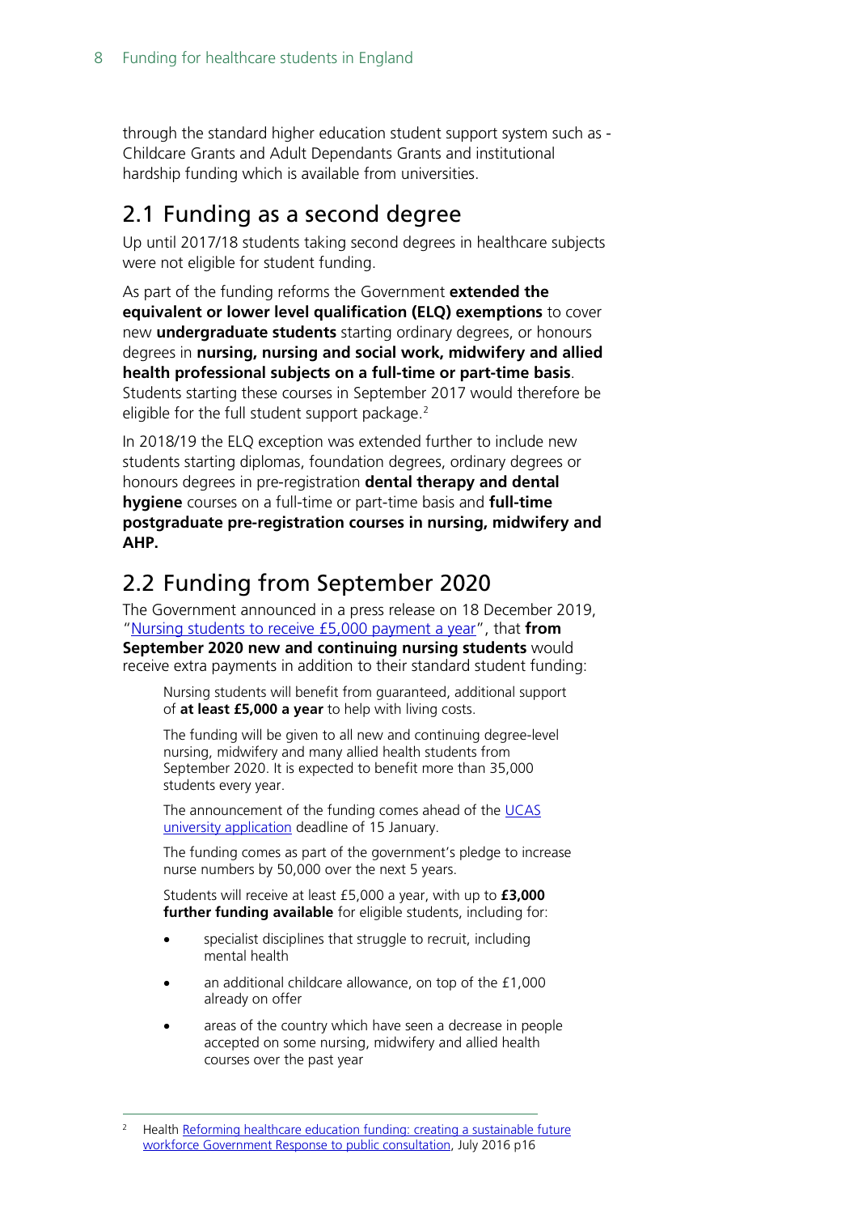through the standard higher education student support system such as - Childcare Grants and Adult Dependants Grants and institutional hardship funding which is available from universities.

## 2.1 Funding as a second degree

Up until 2017/18 students taking second degrees in healthcare subjects were not eligible for student funding.

As part of the funding reforms the Government **extended the equivalent or lower level qualification (ELQ) exemptions** to cover new **undergraduate students** starting ordinary degrees, or honours degrees in **nursing, nursing and social work, midwifery and allied health professional subjects on a full-time or part-time basis**. Students starting these courses in September 2017 would therefore be eligible for the full student support package.[2]

In 2018/19 the ELQ exception was extended further to include new students starting diplomas, foundation degrees, ordinary degrees or honours degrees in pre-registration **dental therapy and dental hygiene** courses on a full-time or part-time basis and **full-time postgraduate pre-registration courses in nursing, midwifery and AHP.**

## 2.2 Funding from September 2020

The Government announced in a press release on 18 December 2019, "[Nursing students to receive £5,000 payment a year]", that **from September 2020 new and continuing nursing students** would receive extra payments in addition to their standard student funding:

> Nursing students will benefit from guaranteed, additional support of **at least £5,000 a year** to help with living costs.
>
> The funding will be given to all new and continuing degree-level nursing, midwifery and many allied health students from September 2020. It is expected to benefit more than 35,000 students every year.
>
> The announcement of the funding comes ahead of the [UCAS university application] deadline of 15 January.
>
> The funding comes as part of the government's pledge to increase nurse numbers by 50,000 over the next 5 years.
>
> Students will receive at least £5,000 a year, with up to **£3,000 further funding available** for eligible students, including for:
>
> - specialist disciplines that struggle to recruit, including mental health
> - an additional childcare allowance, on top of the £1,000 already on offer
> - areas of the country which have seen a decrease in people accepted on some nursing, midwifery and allied health courses over the past year

---

[2] Health [Reforming healthcare education funding: creating a sustainable future workforce Government Response to public consultation], July 2016 p16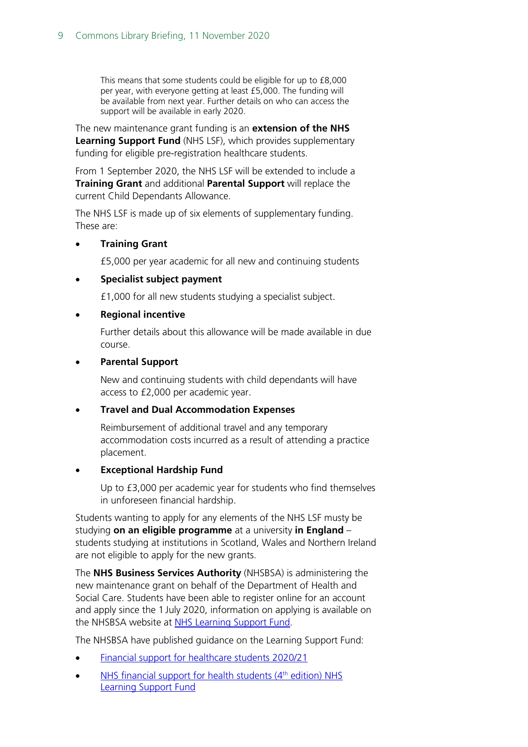> This means that some students could be eligible for up to £8,000 per year, with everyone getting at least £5,000. The funding will be available from next year. Further details on who can access the support will be available in early 2020.

The new maintenance grant funding is an **extension of the NHS Learning Support Fund** (NHS LSF), which provides supplementary funding for eligible pre-registration healthcare students.

From 1 September 2020, the NHS LSF will be extended to include a **Training Grant** and additional **Parental Support** will replace the current Child Dependants Allowance.

The NHS LSF is made up of six elements of supplementary funding. These are:

- **Training Grant**

  £5,000 per year academic for all new and continuing students

- **Specialist subject payment**

  £1,000 for all new students studying a specialist subject.

- **Regional incentive**

  Further details about this allowance will be made available in due course.

- **Parental Support**

  New and continuing students with child dependants will have access to £2,000 per academic year.

- **Travel and Dual Accommodation Expenses**

  Reimbursement of additional travel and any temporary accommodation costs incurred as a result of attending a practice placement.

- **Exceptional Hardship Fund**

  Up to £3,000 per academic year for students who find themselves in unforeseen financial hardship.

Students wanting to apply for any elements of the NHS LSF musty be studying **on an eligible programme** at a university **in England** – students studying at institutions in Scotland, Wales and Northern Ireland are not eligible to apply for the new grants.

The **NHS Business Services Authority** (NHSBSA) is administering the new maintenance grant on behalf of the Department of Health and Social Care. Students have been able to register online for an account and apply since the 1 July 2020, information on applying is available on the NHSBSA website at NHS Learning Support Fund.

The NHSBSA have published guidance on the Learning Support Fund:

- Financial support for healthcare students 2020/21
- NHS financial support for health students (4th edition) NHS Learning Support Fund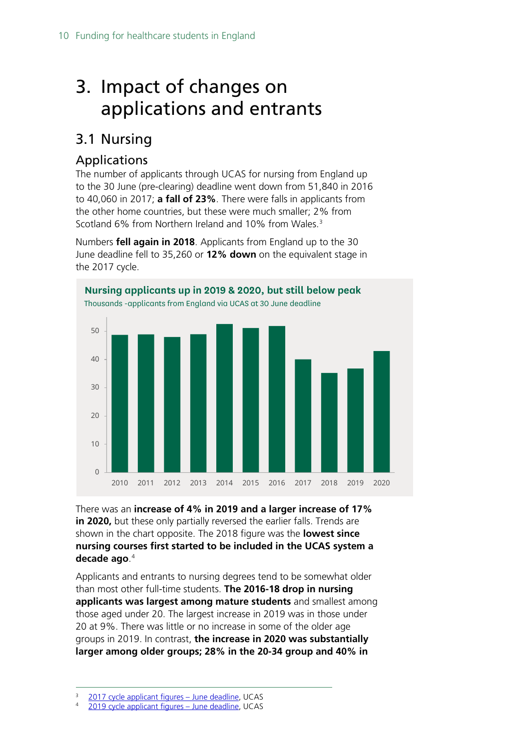# 3. Impact of changes on applications and entrants

## 3.1 Nursing

### Applications

The number of applicants through UCAS for nursing from England up to the 30 June (pre-clearing) deadline went down from 51,840 in 2016 to 40,060 in 2017; **a fall of 23%**. There were falls in applicants from the other home countries, but these were much smaller; 2% from Scotland 6% from Northern Ireland and 10% from Wales.[3]

Numbers **fell again in 2018**. Applicants from England up to the 30 June deadline fell to 35,260 or **12% down** on the equivalent stage in the 2017 cycle.

**Nursing applicants up in 2019 & 2020, but still below peak**

Thousands -applicants from England via UCAS at 30 June deadline

There was an **increase of 4% in 2019 and a larger increase of 17% in 2020,** but these only partially reversed the earlier falls. Trends are shown in the chart opposite. The 2018 figure was the **lowest since nursing courses first started to be included in the UCAS system a decade ago**.[4]

Applicants and entrants to nursing degrees tend to be somewhat older than most other full-time students. **The 2016-18 drop in nursing applicants was largest among mature students** and smallest among those aged under 20. The largest increase in 2019 was in those under 20 at 9%. There was little or no increase in some of the older age groups in 2019. In contrast, **the increase in 2020 was substantially larger among older groups; 28% in the 20-34 group and 40% in**

[3] 2017 cycle applicant figures – June deadline, UCAS

[4] 2019 cycle applicant figures – June deadline, UCAS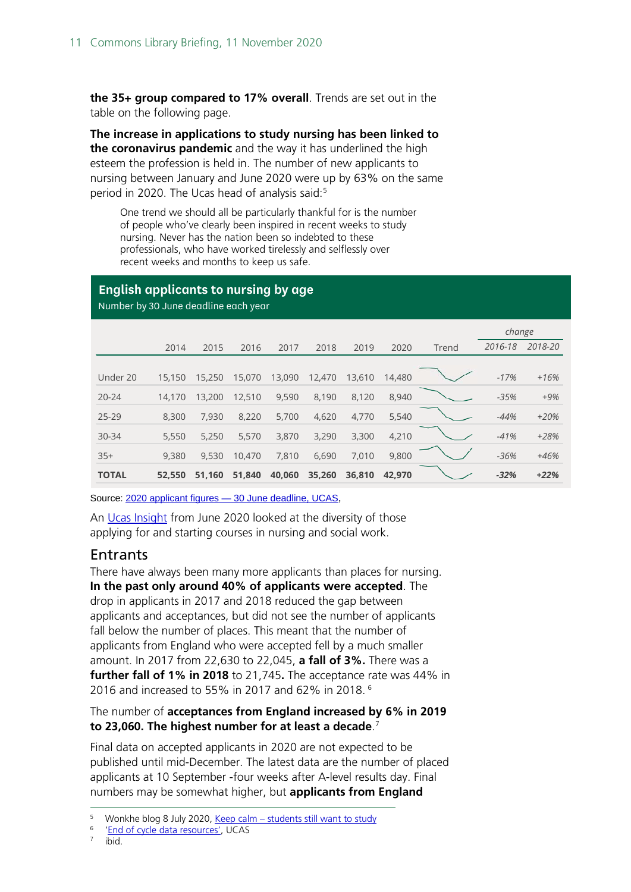**the 35+ group compared to 17% overall**. Trends are set out in the table on the following page.

**The increase in applications to study nursing has been linked to the coronavirus pandemic** and the way it has underlined the high esteem the profession is held in. The number of new applicants to nursing between January and June 2020 were up by 63% on the same period in 2020. The Ucas head of analysis said:[5]

> One trend we should all be particularly thankful for is the number of people who've clearly been inspired in recent weeks to study nursing. Never has the nation been so indebted to these professionals, who have worked tirelessly and selflessly over recent weeks and months to keep us safe.

**English applicants to nursing by age**
Number by 30 June deadline each year

| | 2014 | 2015 | 2016 | 2017 | 2018 | 2019 | 2020 | Trend | change 2016-18 | change 2018-20 |
|---|---|---|---|---|---|---|---|---|---|---|
| Under 20 | 15,150 | 15,250 | 15,070 | 13,090 | 12,470 | 13,610 | 14,480 | | *-17%* | *+16%* |
| 20-24 | 14,170 | 13,200 | 12,510 | 9,590 | 8,190 | 8,120 | 8,940 | | *-35%* | *+9%* |
| 25-29 | 8,300 | 7,930 | 8,220 | 5,700 | 4,620 | 4,770 | 5,540 | | *-44%* | *+20%* |
| 30-34 | 5,550 | 5,250 | 5,570 | 3,870 | 3,290 | 3,300 | 4,210 | | *-41%* | *+28%* |
| 35+ | 9,380 | 9,530 | 10,470 | 7,810 | 6,690 | 7,010 | 9,800 | | *-36%* | *+46%* |
| **TOTAL** | **52,550** | **51,160** | **51,840** | **40,060** | **35,260** | **36,810** | **42,970** | | ***-32%*** | ***+22%*** |

Source: 2020 applicant figures — 30 June deadline, UCAS,

An Ucas Insight from June 2020 looked at the diversity of those applying for and starting courses in nursing and social work.

## Entrants

There have always been many more applicants than places for nursing. **In the past only around 40% of applicants were accepted**. The drop in applicants in 2017 and 2018 reduced the gap between applicants and acceptances, but did not see the number of applicants fall below the number of places. This meant that the number of applicants from England who were accepted fell by a much smaller amount. In 2017 from 22,630 to 22,045, **a fall of 3%.** There was a **further fall of 1% in 2018** to 21,745**.** The acceptance rate was 44% in 2016 and increased to 55% in 2017 and 62% in 2018.[6]

The number of **acceptances from England increased by 6% in 2019 to 23,060. The highest number for at least a decade**.[7]

Final data on accepted applicants in 2020 are not expected to be published until mid-December. The latest data are the number of placed applicants at 10 September -four weeks after A-level results day. Final numbers may be somewhat higher, but **applicants from England**

---

[5] Wonkhe blog 8 July 2020, Keep calm – students still want to study
[6] 'End of cycle data resources', UCAS
[7] ibid.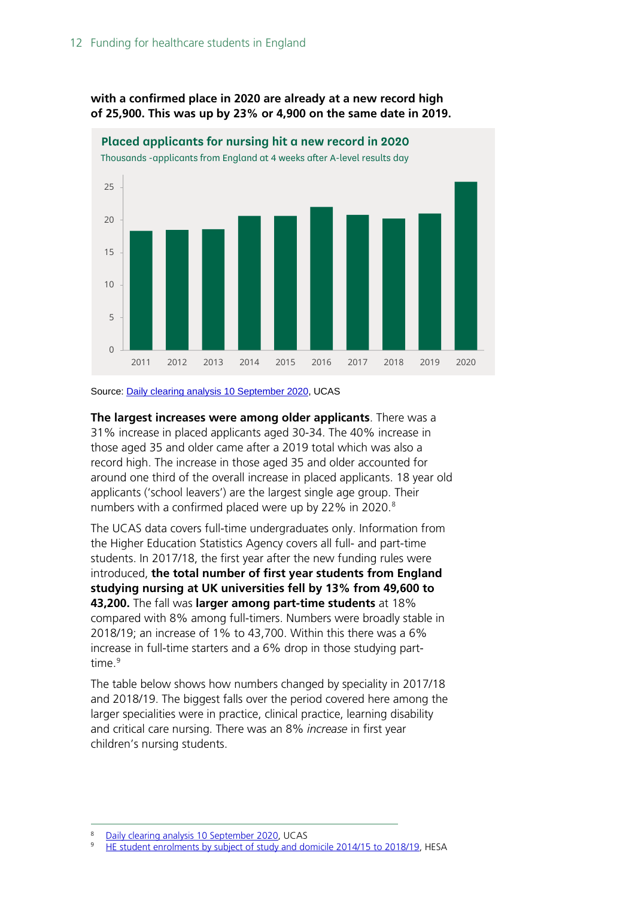**with a confirmed place in 2020 are already at a new record high of 25,900. This was up by 23% or 4,900 on the same date in 2019.**

**Placed applicants for nursing hit a new record in 2020**

Thousands -applicants from England at 4 weeks after A-level results day

Source: Daily clearing analysis 10 September 2020, UCAS

**The largest increases were among older applicants**. There was a 31% increase in placed applicants aged 30-34. The 40% increase in those aged 35 and older came after a 2019 total which was also a record high. The increase in those aged 35 and older accounted for around one third of the overall increase in placed applicants. 18 year old applicants ('school leavers') are the largest single age group. Their numbers with a confirmed placed were up by 22% in 2020.[8]

The UCAS data covers full-time undergraduates only. Information from the Higher Education Statistics Agency covers all full- and part-time students. In 2017/18, the first year after the new funding rules were introduced, **the total number of first year students from England studying nursing at UK universities fell by 13% from 49,600 to 43,200.** The fall was **larger among part-time students** at 18% compared with 8% among full-timers. Numbers were broadly stable in 2018/19; an increase of 1% to 43,700. Within this there was a 6% increase in full-time starters and a 6% drop in those studying part-time.[9]

The table below shows how numbers changed by speciality in 2017/18 and 2018/19. The biggest falls over the period covered here among the larger specialities were in practice, clinical practice, learning disability and critical care nursing. There was an 8% *increase* in first year children's nursing students.

---

8 Daily clearing analysis 10 September 2020, UCAS

9 HE student enrolments by subject of study and domicile 2014/15 to 2018/19, HESA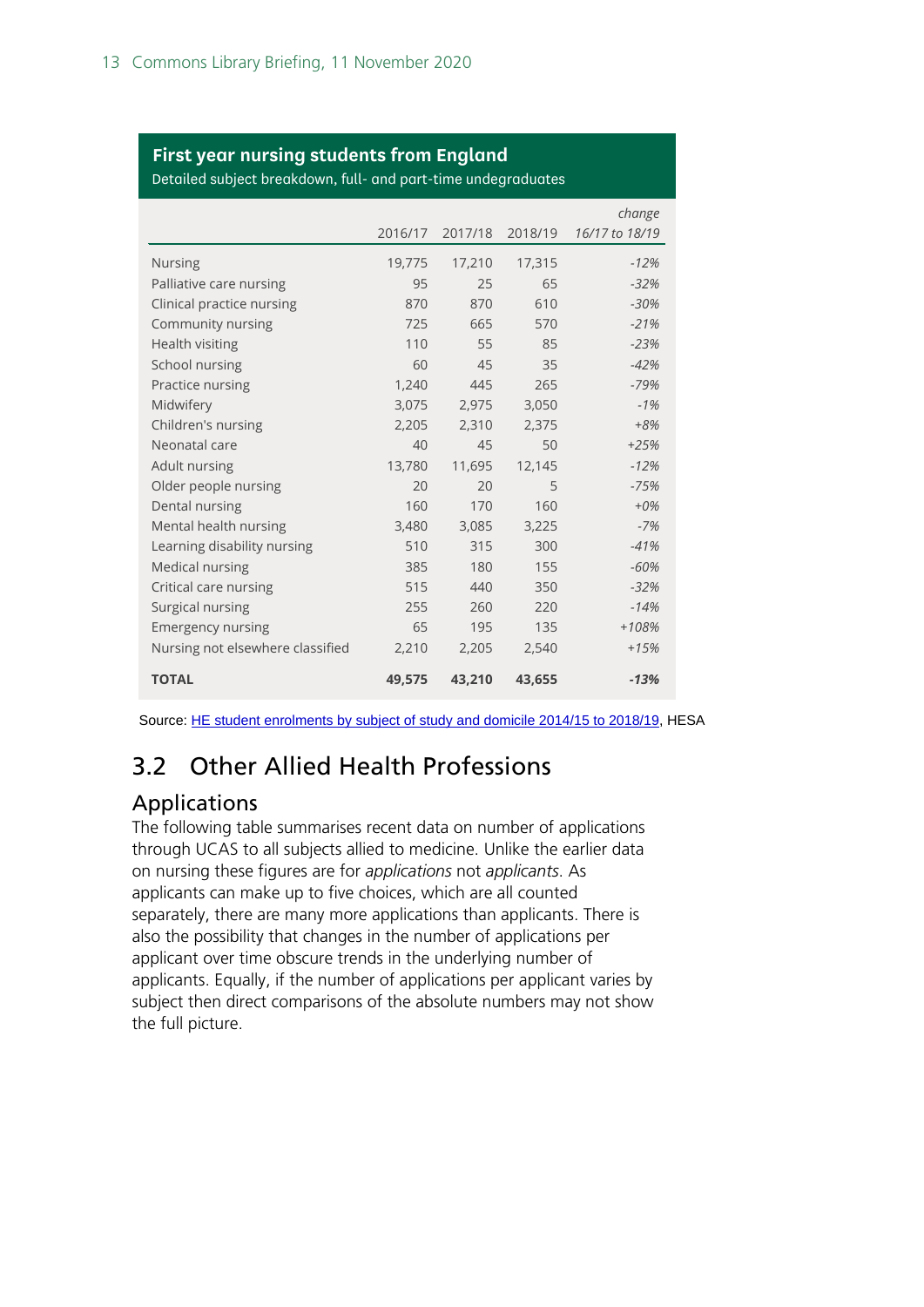**First year nursing students from England**

Detailed subject breakdown, full- and part-time undegraduates

| | 2016/17 | 2017/18 | 2018/19 | *change 16/17 to 18/19* |
|---|---|---|---|---|
| Nursing | 19,775 | 17,210 | 17,315 | *-12%* |
| Palliative care nursing | 95 | 25 | 65 | *-32%* |
| Clinical practice nursing | 870 | 870 | 610 | *-30%* |
| Community nursing | 725 | 665 | 570 | *-21%* |
| Health visiting | 110 | 55 | 85 | *-23%* |
| School nursing | 60 | 45 | 35 | *-42%* |
| Practice nursing | 1,240 | 445 | 265 | *-79%* |
| Midwifery | 3,075 | 2,975 | 3,050 | *-1%* |
| Children's nursing | 2,205 | 2,310 | 2,375 | *+8%* |
| Neonatal care | 40 | 45 | 50 | *+25%* |
| Adult nursing | 13,780 | 11,695 | 12,145 | *-12%* |
| Older people nursing | 20 | 20 | 5 | *-75%* |
| Dental nursing | 160 | 170 | 160 | *+0%* |
| Mental health nursing | 3,480 | 3,085 | 3,225 | *-7%* |
| Learning disability nursing | 510 | 315 | 300 | *-41%* |
| Medical nursing | 385 | 180 | 155 | *-60%* |
| Critical care nursing | 515 | 440 | 350 | *-32%* |
| Surgical nursing | 255 | 260 | 220 | *-14%* |
| Emergency nursing | 65 | 195 | 135 | *+108%* |
| Nursing not elsewhere classified | 2,210 | 2,205 | 2,540 | *+15%* |
| **TOTAL** | **49,575** | **43,210** | **43,655** | ***-13%*** |

Source: HE student enrolments by subject of study and domicile 2014/15 to 2018/19, HESA

## 3.2 Other Allied Health Professions

### Applications

The following table summarises recent data on number of applications through UCAS to all subjects allied to medicine. Unlike the earlier data on nursing these figures are for *applications* not *applicants*. As applicants can make up to five choices, which are all counted separately, there are many more applications than applicants. There is also the possibility that changes in the number of applications per applicant over time obscure trends in the underlying number of applicants. Equally, if the number of applications per applicant varies by subject then direct comparisons of the absolute numbers may not show the full picture.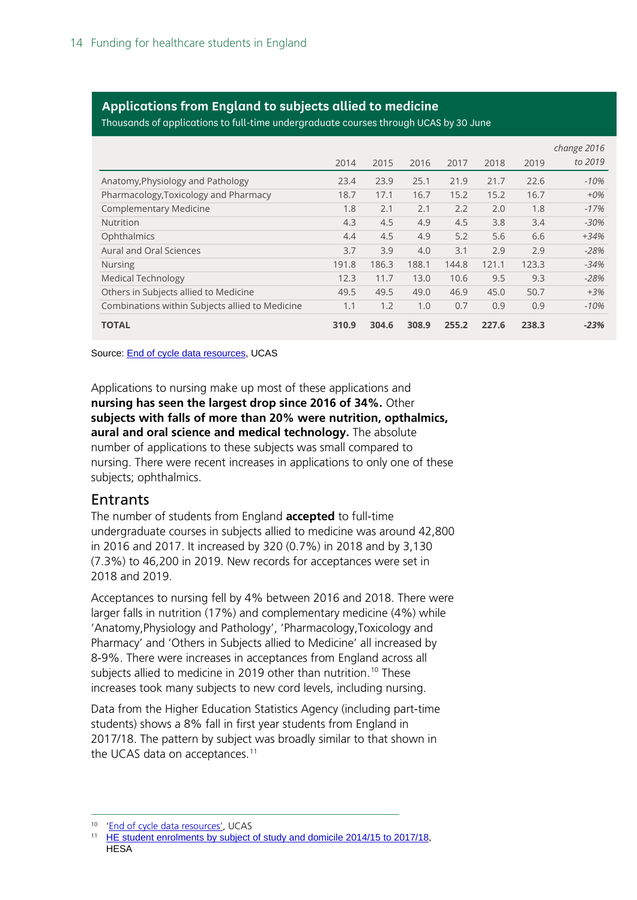**Applications from England to subjects allied to medicine**

Thousands of applications to full-time undergraduate courses through UCAS by 30 June

| | 2014 | 2015 | 2016 | 2017 | 2018 | 2019 | *change 2016 to 2019* |
|---|---|---|---|---|---|---|---|
| Anatomy,Physiology and Pathology | 23.4 | 23.9 | 25.1 | 21.9 | 21.7 | 22.6 | *-10%* |
| Pharmacology,Toxicology and Pharmacy | 18.7 | 17.1 | 16.7 | 15.2 | 15.2 | 16.7 | *+0%* |
| Complementary Medicine | 1.8 | 2.1 | 2.1 | 2.2 | 2.0 | 1.8 | *-17%* |
| Nutrition | 4.3 | 4.5 | 4.9 | 4.5 | 3.8 | 3.4 | *-30%* |
| Ophthalmics | 4.4 | 4.5 | 4.9 | 5.2 | 5.6 | 6.6 | *+34%* |
| Aural and Oral Sciences | 3.7 | 3.9 | 4.0 | 3.1 | 2.9 | 2.9 | *-28%* |
| Nursing | 191.8 | 186.3 | 188.1 | 144.8 | 121.1 | 123.3 | *-34%* |
| Medical Technology | 12.3 | 11.7 | 13.0 | 10.6 | 9.5 | 9.3 | *-28%* |
| Others in Subjects allied to Medicine | 49.5 | 49.5 | 49.0 | 46.9 | 45.0 | 50.7 | *+3%* |
| Combinations within Subjects allied to Medicine | 1.1 | 1.2 | 1.0 | 0.7 | 0.9 | 0.9 | *-10%* |
| **TOTAL** | **310.9** | **304.6** | **308.9** | **255.2** | **227.6** | **238.3** | ***-23%*** |

Source: End of cycle data resources, UCAS

Applications to nursing make up most of these applications and **nursing has seen the largest drop since 2016 of 34%.** Other **subjects with falls of more than 20% were nutrition, opthalmics, aural and oral science and medical technology.** The absolute number of applications to these subjects was small compared to nursing. There were recent increases in applications to only one of these subjects; ophthalmics.

## Entrants

The number of students from England **accepted** to full-time undergraduate courses in subjects allied to medicine was around 42,800 in 2016 and 2017. It increased by 320 (0.7%) in 2018 and by 3,130 (7.3%) to 46,200 in 2019. New records for acceptances were set in 2018 and 2019.

Acceptances to nursing fell by 4% between 2016 and 2018. There were larger falls in nutrition (17%) and complementary medicine (4%) while 'Anatomy,Physiology and Pathology', 'Pharmacology,Toxicology and Pharmacy' and 'Others in Subjects allied to Medicine' all increased by 8-9%. There were increases in acceptances from England across all subjects allied to medicine in 2019 other than nutrition.[10] These increases took many subjects to new cord levels, including nursing.

Data from the Higher Education Statistics Agency (including part-time students) shows a 8% fall in first year students from England in 2017/18. The pattern by subject was broadly similar to that shown in the UCAS data on acceptances.[11]

---

[10] 'End of cycle data resources', UCAS

[11] HE student enrolments by subject of study and domicile 2014/15 to 2017/18, HESA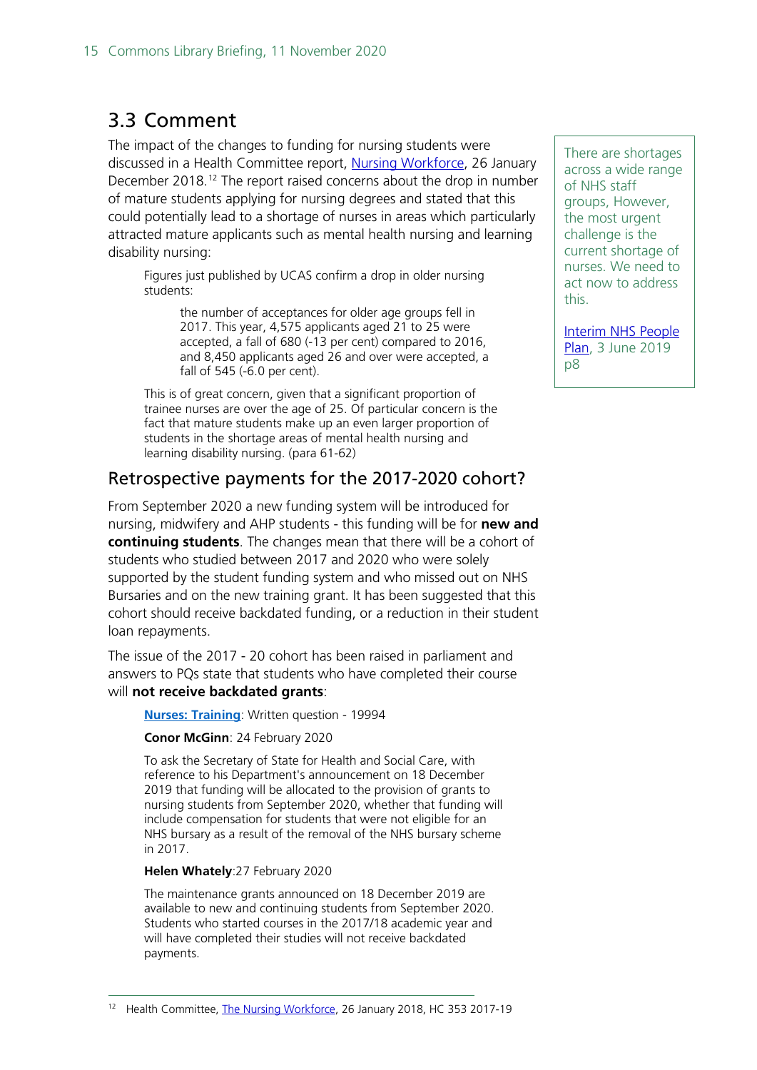## 3.3 Comment

The impact of the changes to funding for nursing students were discussed in a Health Committee report, Nursing Workforce, 26 January December 2018.[12] The report raised concerns about the drop in number of mature students applying for nursing degrees and stated that this could potentially lead to a shortage of nurses in areas which particularly attracted mature applicants such as mental health nursing and learning disability nursing:

> Figures just published by UCAS confirm a drop in older nursing students:
>
> > the number of acceptances for older age groups fell in 2017. This year, 4,575 applicants aged 21 to 25 were accepted, a fall of 680 (-13 per cent) compared to 2016, and 8,450 applicants aged 26 and over were accepted, a fall of 545 (-6.0 per cent).
>
> This is of great concern, given that a significant proportion of trainee nurses are over the age of 25. Of particular concern is the fact that mature students make up an even larger proportion of students in the shortage areas of mental health nursing and learning disability nursing. (para 61-62)

> There are shortages across a wide range of NHS staff groups, However, the most urgent challenge is the current shortage of nurses. We need to act now to address this.
>
> Interim NHS People Plan, 3 June 2019 p8

### Retrospective payments for the 2017-2020 cohort?

From September 2020 a new funding system will be introduced for nursing, midwifery and AHP students - this funding will be for **new and continuing students**. The changes mean that there will be a cohort of students who studied between 2017 and 2020 who were solely supported by the student funding system and who missed out on NHS Bursaries and on the new training grant. It has been suggested that this cohort should receive backdated funding, or a reduction in their student loan repayments.

The issue of the 2017 - 20 cohort has been raised in parliament and answers to PQs state that students who have completed their course will **not receive backdated grants**:

> **Nurses: Training**: Written question - 19994
>
> **Conor McGinn**: 24 February 2020
>
> To ask the Secretary of State for Health and Social Care, with reference to his Department's announcement on 18 December 2019 that funding will be allocated to the provision of grants to nursing students from September 2020, whether that funding will include compensation for students that were not eligible for an NHS bursary as a result of the removal of the NHS bursary scheme in 2017.
>
> **Helen Whately**:27 February 2020
>
> The maintenance grants announced on 18 December 2019 are available to new and continuing students from September 2020. Students who started courses in the 2017/18 academic year and will have completed their studies will not receive backdated payments.

[12] Health Committee, The Nursing Workforce, 26 January 2018, HC 353 2017-19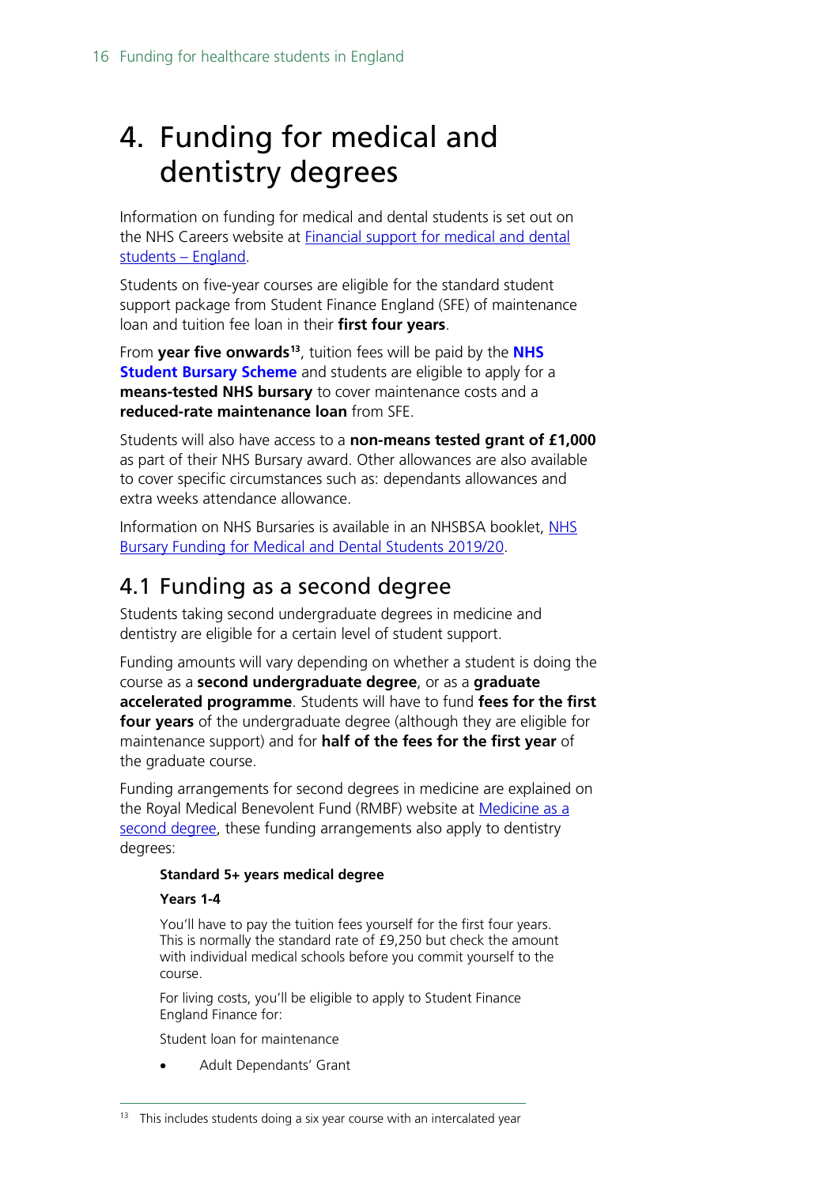# 4. Funding for medical and dentistry degrees

Information on funding for medical and dental students is set out on the NHS Careers website at [Financial support for medical and dental students – England](#).

Students on five-year courses are eligible for the standard student support package from Student Finance England (SFE) of maintenance loan and tuition fee loan in their **first four years**.

From **year five onwards**[13], tuition fees will be paid by the **NHS Student Bursary Scheme** and students are eligible to apply for a **means-tested NHS bursary** to cover maintenance costs and a **reduced-rate maintenance loan** from SFE.

Students will also have access to a **non-means tested grant of £1,000** as part of their NHS Bursary award. Other allowances are also available to cover specific circumstances such as: dependants allowances and extra weeks attendance allowance.

Information on NHS Bursaries is available in an NHSBSA booklet, [NHS Bursary Funding for Medical and Dental Students 2019/20](#).

## 4.1 Funding as a second degree

Students taking second undergraduate degrees in medicine and dentistry are eligible for a certain level of student support.

Funding amounts will vary depending on whether a student is doing the course as a **second undergraduate degree**, or as a **graduate accelerated programme**. Students will have to fund **fees for the first four years** of the undergraduate degree (although they are eligible for maintenance support) and for **half of the fees for the first year** of the graduate course.

Funding arrangements for second degrees in medicine are explained on the Royal Medical Benevolent Fund (RMBF) website at [Medicine as a second degree](#), these funding arrangements also apply to dentistry degrees:

> **Standard 5+ years medical degree**
>
> **Years 1-4**
>
> You'll have to pay the tuition fees yourself for the first four years. This is normally the standard rate of £9,250 but check the amount with individual medical schools before you commit yourself to the course.
>
> For living costs, you'll be eligible to apply to Student Finance England Finance for:
>
> Student loan for maintenance
>
> - Adult Dependants' Grant

---

[13] This includes students doing a six year course with an intercalated year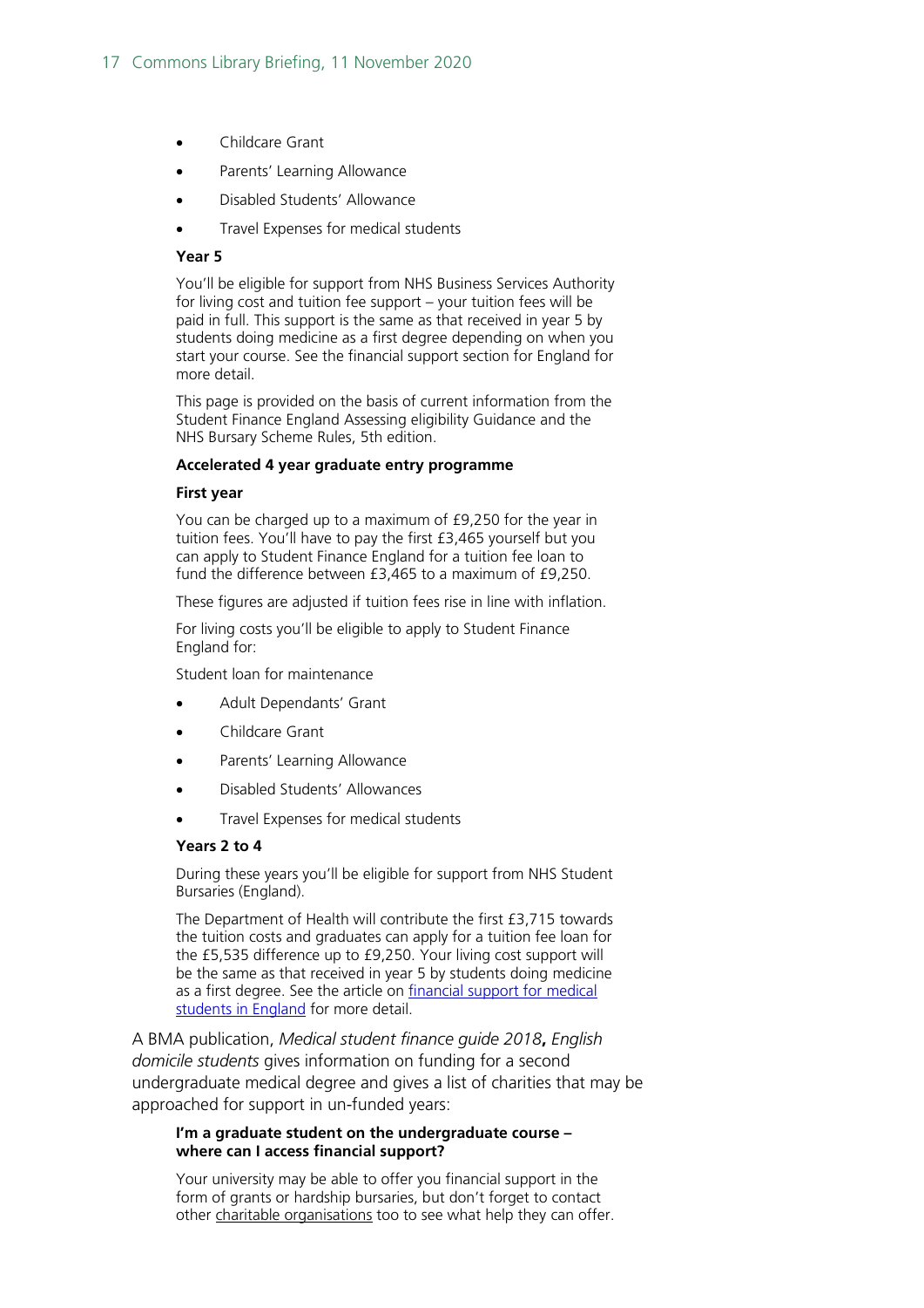- Childcare Grant
- Parents' Learning Allowance
- Disabled Students' Allowance
- Travel Expenses for medical students

**Year 5**

You'll be eligible for support from NHS Business Services Authority for living cost and tuition fee support – your tuition fees will be paid in full. This support is the same as that received in year 5 by students doing medicine as a first degree depending on when you start your course. See the financial support section for England for more detail.

This page is provided on the basis of current information from the Student Finance England Assessing eligibility Guidance and the NHS Bursary Scheme Rules, 5th edition.

**Accelerated 4 year graduate entry programme**

**First year**

You can be charged up to a maximum of £9,250 for the year in tuition fees. You'll have to pay the first £3,465 yourself but you can apply to Student Finance England for a tuition fee loan to fund the difference between £3,465 to a maximum of £9,250.

These figures are adjusted if tuition fees rise in line with inflation.

For living costs you'll be eligible to apply to Student Finance England for:

Student loan for maintenance

- Adult Dependants' Grant
- Childcare Grant
- Parents' Learning Allowance
- Disabled Students' Allowances
- Travel Expenses for medical students

**Years 2 to 4**

During these years you'll be eligible for support from NHS Student Bursaries (England).

The Department of Health will contribute the first £3,715 towards the tuition costs and graduates can apply for a tuition fee loan for the £5,535 difference up to £9,250. Your living cost support will be the same as that received in year 5 by students doing medicine as a first degree. See the article on [financial support for medical students in England](#) for more detail.

A BMA publication, *Medical student finance guide 2018**, English domicile students*** gives information on funding for a second undergraduate medical degree and gives a list of charities that may be approached for support in un-funded years:

**I'm a graduate student on the undergraduate course – where can I access financial support?**

Your university may be able to offer you financial support in the form of grants or hardship bursaries, but don't forget to contact other charitable organisations too to see what help they can offer.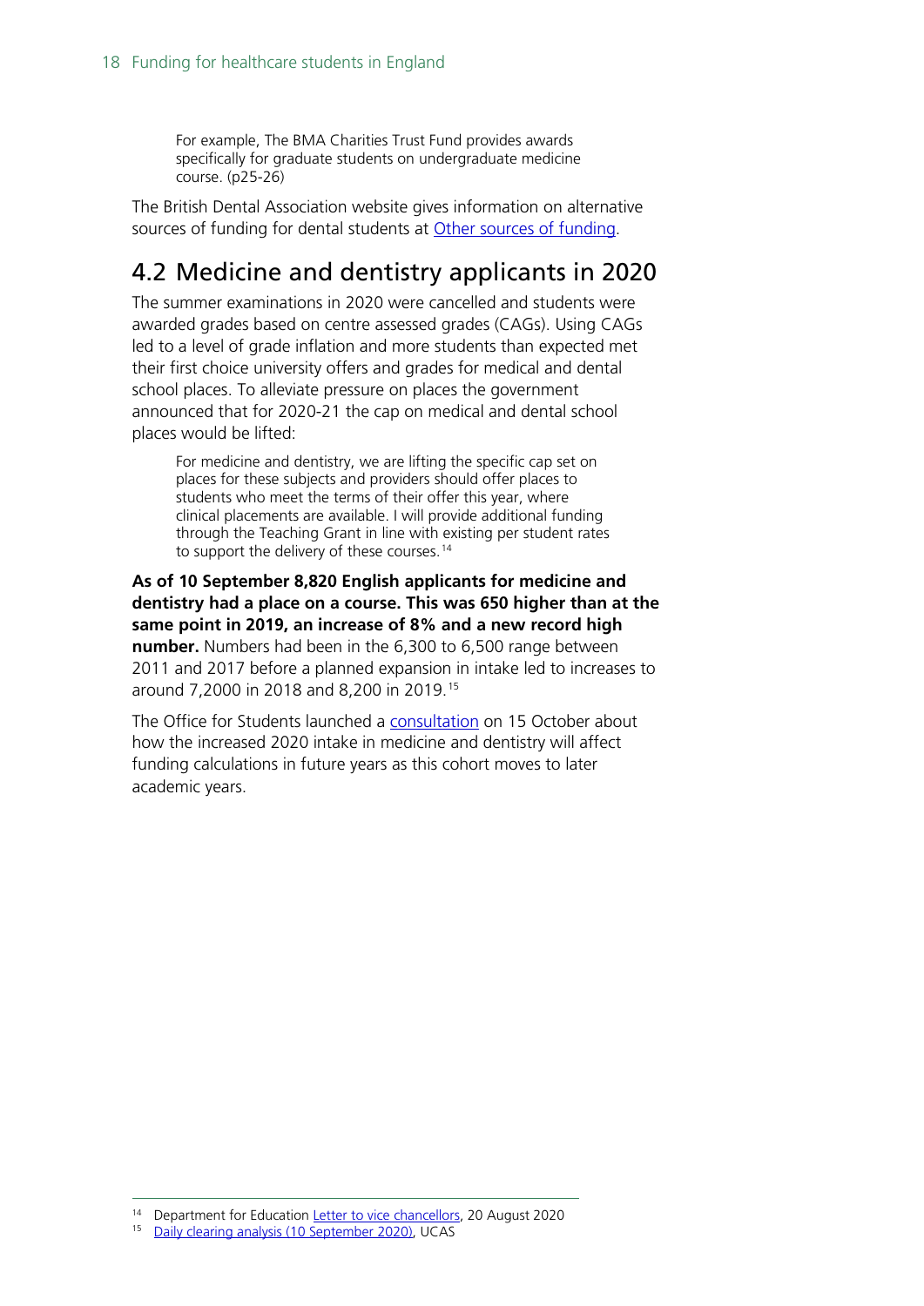> For example, The BMA Charities Trust Fund provides awards specifically for graduate students on undergraduate medicine course. (p25-26)

The British Dental Association website gives information on alternative sources of funding for dental students at [Other sources of funding](#).

## 4.2 Medicine and dentistry applicants in 2020

The summer examinations in 2020 were cancelled and students were awarded grades based on centre assessed grades (CAGs). Using CAGs led to a level of grade inflation and more students than expected met their first choice university offers and grades for medical and dental school places. To alleviate pressure on places the government announced that for 2020-21 the cap on medical and dental school places would be lifted:

> For medicine and dentistry, we are lifting the specific cap set on places for these subjects and providers should offer places to students who meet the terms of their offer this year, where clinical placements are available. I will provide additional funding through the Teaching Grant in line with existing per student rates to support the delivery of these courses.[14]

**As of 10 September 8,820 English applicants for medicine and dentistry had a place on a course. This was 650 higher than at the same point in 2019, an increase of 8% and a new record high number.** Numbers had been in the 6,300 to 6,500 range between 2011 and 2017 before a planned expansion in intake led to increases to around 7,2000 in 2018 and 8,200 in 2019.[15]

The Office for Students launched a [consultation](#) on 15 October about how the increased 2020 intake in medicine and dentistry will affect funding calculations in future years as this cohort moves to later academic years.

---

[14] Department for Education [Letter to vice chancellors](#), 20 August 2020

[15] [Daily clearing analysis (10 September 2020)](#), UCAS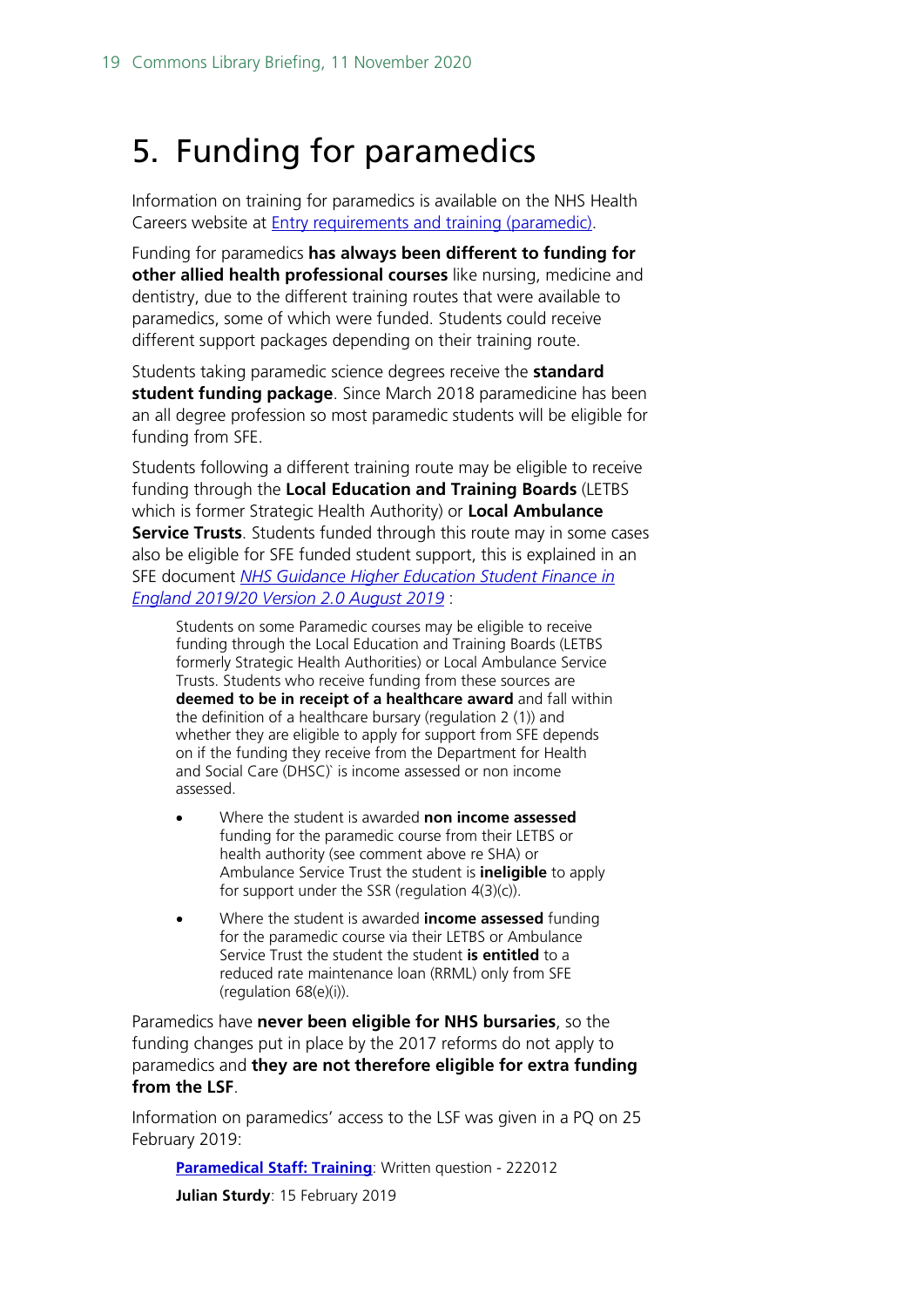# 5. Funding for paramedics

Information on training for paramedics is available on the NHS Health Careers website at [Entry requirements and training (paramedic)](#).

Funding for paramedics **has always been different to funding for other allied health professional courses** like nursing, medicine and dentistry, due to the different training routes that were available to paramedics, some of which were funded. Students could receive different support packages depending on their training route.

Students taking paramedic science degrees receive the **standard student funding package**. Since March 2018 paramedicine has been an all degree profession so most paramedic students will be eligible for funding from SFE.

Students following a different training route may be eligible to receive funding through the **Local Education and Training Boards** (LETBS which is former Strategic Health Authority) or **Local Ambulance Service Trusts**. Students funded through this route may in some cases also be eligible for SFE funded student support, this is explained in an SFE document [*NHS Guidance Higher Education Student Finance in England 2019/20 Version 2.0 August 2019*](#) :

> Students on some Paramedic courses may be eligible to receive funding through the Local Education and Training Boards (LETBS formerly Strategic Health Authorities) or Local Ambulance Service Trusts. Students who receive funding from these sources are **deemed to be in receipt of a healthcare award** and fall within the definition of a healthcare bursary (regulation 2 (1)) and whether they are eligible to apply for support from SFE depends on if the funding they receive from the Department for Health and Social Care (DHSC)` is income assessed or non income assessed.
>
> - Where the student is awarded **non income assessed** funding for the paramedic course from their LETBS or health authority (see comment above re SHA) or Ambulance Service Trust the student is **ineligible** to apply for support under the SSR (regulation 4(3)(c)).
> - Where the student is awarded **income assessed** funding for the paramedic course via their LETBS or Ambulance Service Trust the student **is entitled** to a reduced rate maintenance loan (RRML) only from SFE (regulation 68(e)(i)).

Paramedics have **never been eligible for NHS bursaries**, so the funding changes put in place by the 2017 reforms do not apply to paramedics and **they are not therefore eligible for extra funding from the LSF**.

Information on paramedics' access to the LSF was given in a PQ on 25 February 2019:

> **[Paramedical Staff: Training](#)**: Written question - 222012
>
> **Julian Sturdy**: 15 February 2019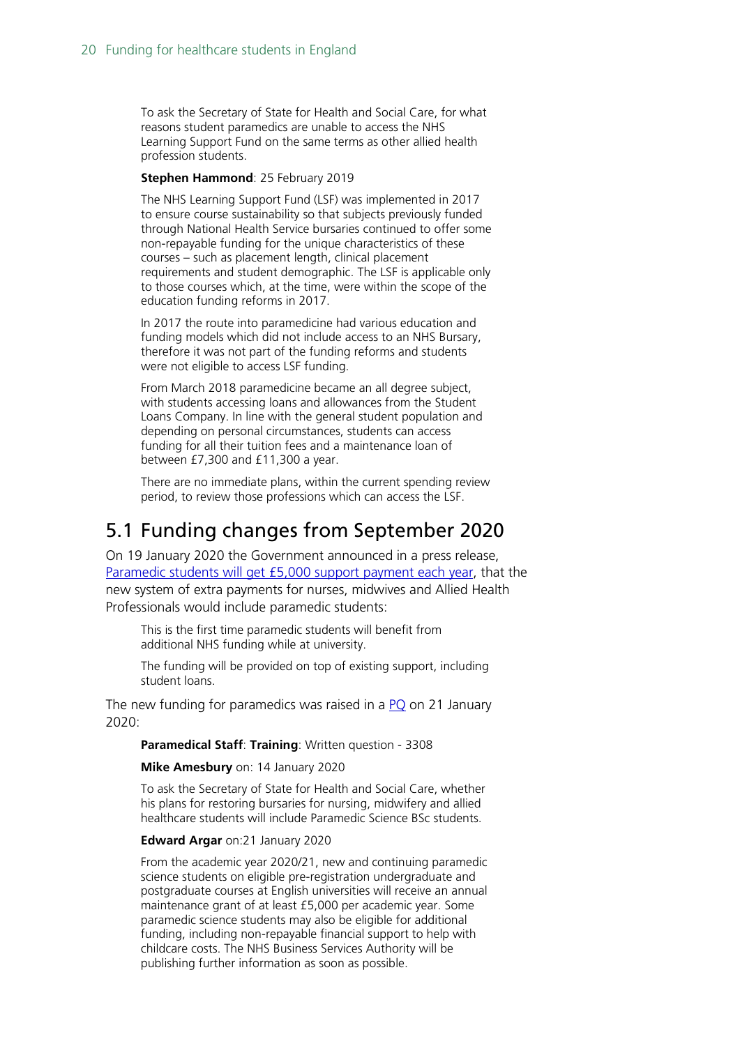To ask the Secretary of State for Health and Social Care, for what reasons student paramedics are unable to access the NHS Learning Support Fund on the same terms as other allied health profession students.

**Stephen Hammond**: 25 February 2019

The NHS Learning Support Fund (LSF) was implemented in 2017 to ensure course sustainability so that subjects previously funded through National Health Service bursaries continued to offer some non-repayable funding for the unique characteristics of these courses – such as placement length, clinical placement requirements and student demographic. The LSF is applicable only to those courses which, at the time, were within the scope of the education funding reforms in 2017.

In 2017 the route into paramedicine had various education and funding models which did not include access to an NHS Bursary, therefore it was not part of the funding reforms and students were not eligible to access LSF funding.

From March 2018 paramedicine became an all degree subject, with students accessing loans and allowances from the Student Loans Company. In line with the general student population and depending on personal circumstances, students can access funding for all their tuition fees and a maintenance loan of between £7,300 and £11,300 a year.

There are no immediate plans, within the current spending review period, to review those professions which can access the LSF.

## 5.1 Funding changes from September 2020

On 19 January 2020 the Government announced in a press release, [Paramedic students will get £5,000 support payment each year](), that the new system of extra payments for nurses, midwives and Allied Health Professionals would include paramedic students:

> This is the first time paramedic students will benefit from additional NHS funding while at university.
>
> The funding will be provided on top of existing support, including student loans.

The new funding for paramedics was raised in a [PQ]() on 21 January 2020:

**Paramedical Staff**: **Training**: Written question - 3308

**Mike Amesbury** on: 14 January 2020

To ask the Secretary of State for Health and Social Care, whether his plans for restoring bursaries for nursing, midwifery and allied healthcare students will include Paramedic Science BSc students.

**Edward Argar** on:21 January 2020

From the academic year 2020/21, new and continuing paramedic science students on eligible pre-registration undergraduate and postgraduate courses at English universities will receive an annual maintenance grant of at least £5,000 per academic year. Some paramedic science students may also be eligible for additional funding, including non-repayable financial support to help with childcare costs. The NHS Business Services Authority will be publishing further information as soon as possible.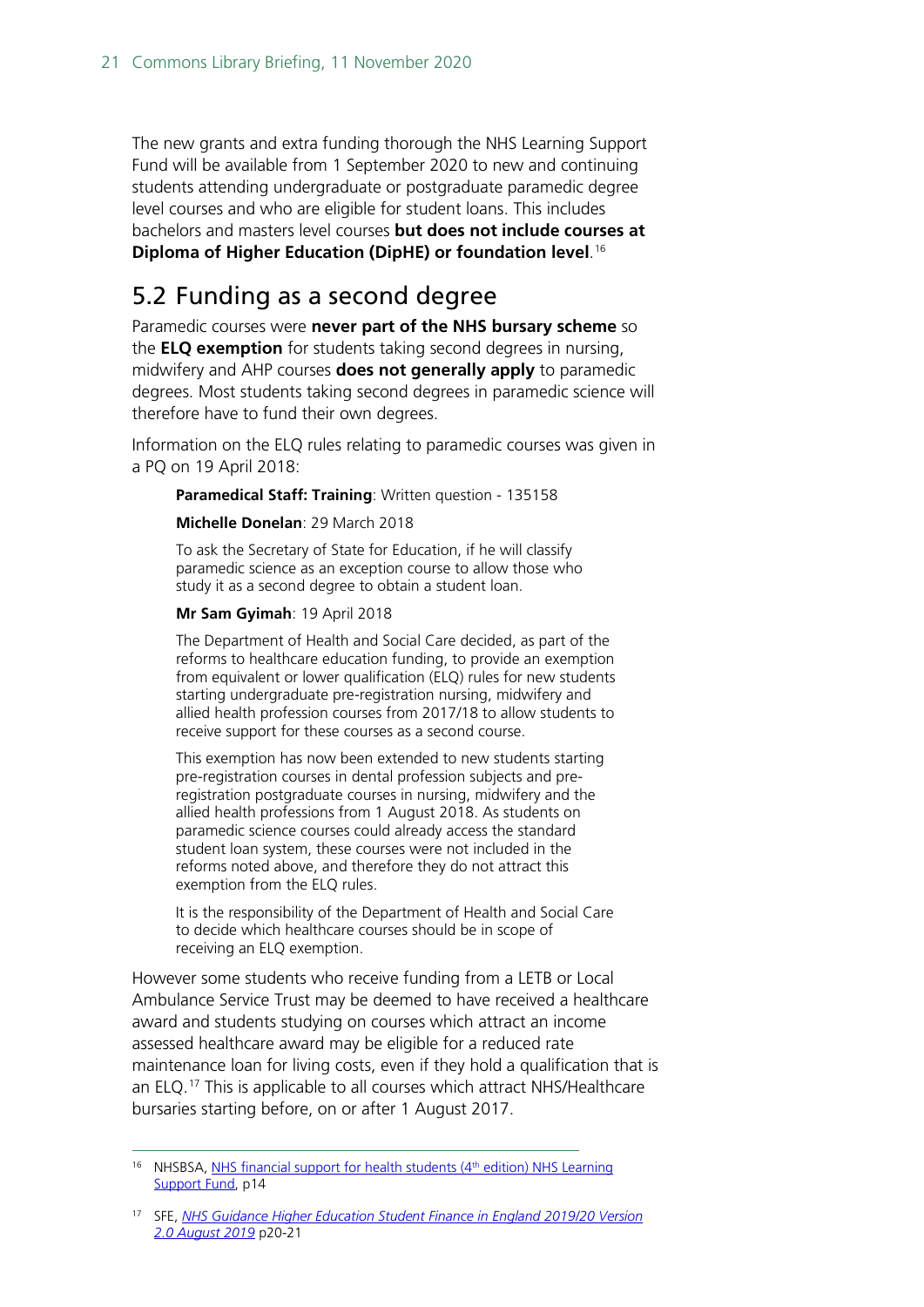The new grants and extra funding thorough the NHS Learning Support Fund will be available from 1 September 2020 to new and continuing students attending undergraduate or postgraduate paramedic degree level courses and who are eligible for student loans. This includes bachelors and masters level courses **but does not include courses at Diploma of Higher Education (DipHE) or foundation level**.[16]

## 5.2 Funding as a second degree

Paramedic courses were **never part of the NHS bursary scheme** so the **ELQ exemption** for students taking second degrees in nursing, midwifery and AHP courses **does not generally apply** to paramedic degrees. Most students taking second degrees in paramedic science will therefore have to fund their own degrees.

Information on the ELQ rules relating to paramedic courses was given in a PQ on 19 April 2018:

> **Paramedical Staff: Training**: Written question - 135158
>
> **Michelle Donelan**: 29 March 2018
>
> To ask the Secretary of State for Education, if he will classify paramedic science as an exception course to allow those who study it as a second degree to obtain a student loan.
>
> **Mr Sam Gyimah**: 19 April 2018
>
> The Department of Health and Social Care decided, as part of the reforms to healthcare education funding, to provide an exemption from equivalent or lower qualification (ELQ) rules for new students starting undergraduate pre-registration nursing, midwifery and allied health profession courses from 2017/18 to allow students to receive support for these courses as a second course.
>
> This exemption has now been extended to new students starting pre-registration courses in dental profession subjects and pre-registration postgraduate courses in nursing, midwifery and the allied health professions from 1 August 2018. As students on paramedic science courses could already access the standard student loan system, these courses were not included in the reforms noted above, and therefore they do not attract this exemption from the ELQ rules.
>
> It is the responsibility of the Department of Health and Social Care to decide which healthcare courses should be in scope of receiving an ELQ exemption.

However some students who receive funding from a LETB or Local Ambulance Service Trust may be deemed to have received a healthcare award and students studying on courses which attract an income assessed healthcare award may be eligible for a reduced rate maintenance loan for living costs, even if they hold a qualification that is an ELQ.[17] This is applicable to all courses which attract NHS/Healthcare bursaries starting before, on or after 1 August 2017.

---

[16] NHSBSA, NHS financial support for health students (4th edition) NHS Learning Support Fund, p14

[17] SFE, *NHS Guidance Higher Education Student Finance in England 2019/20 Version 2.0 August 2019* p20-21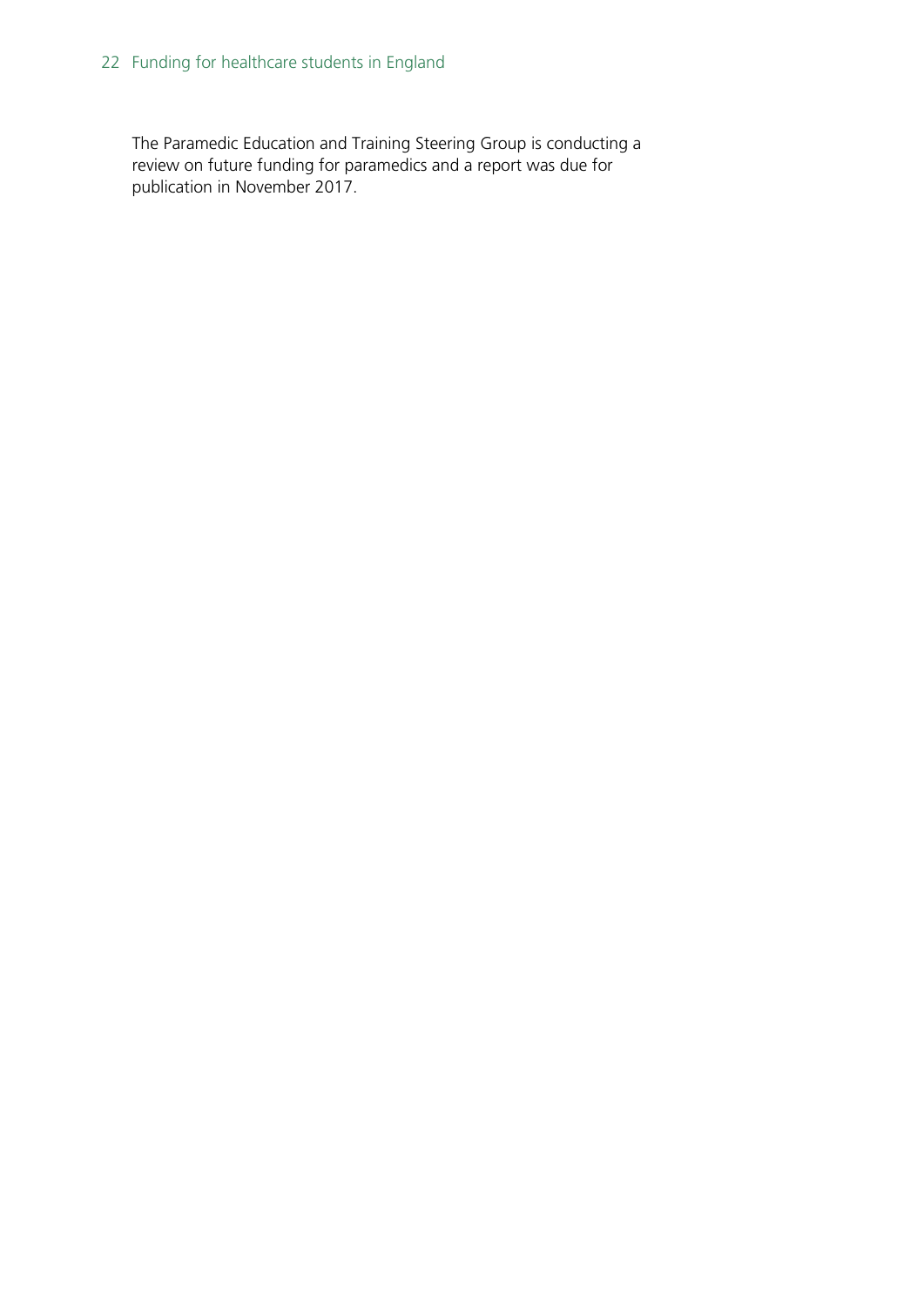The Paramedic Education and Training Steering Group is conducting a review on future funding for paramedics and a report was due for publication in November 2017.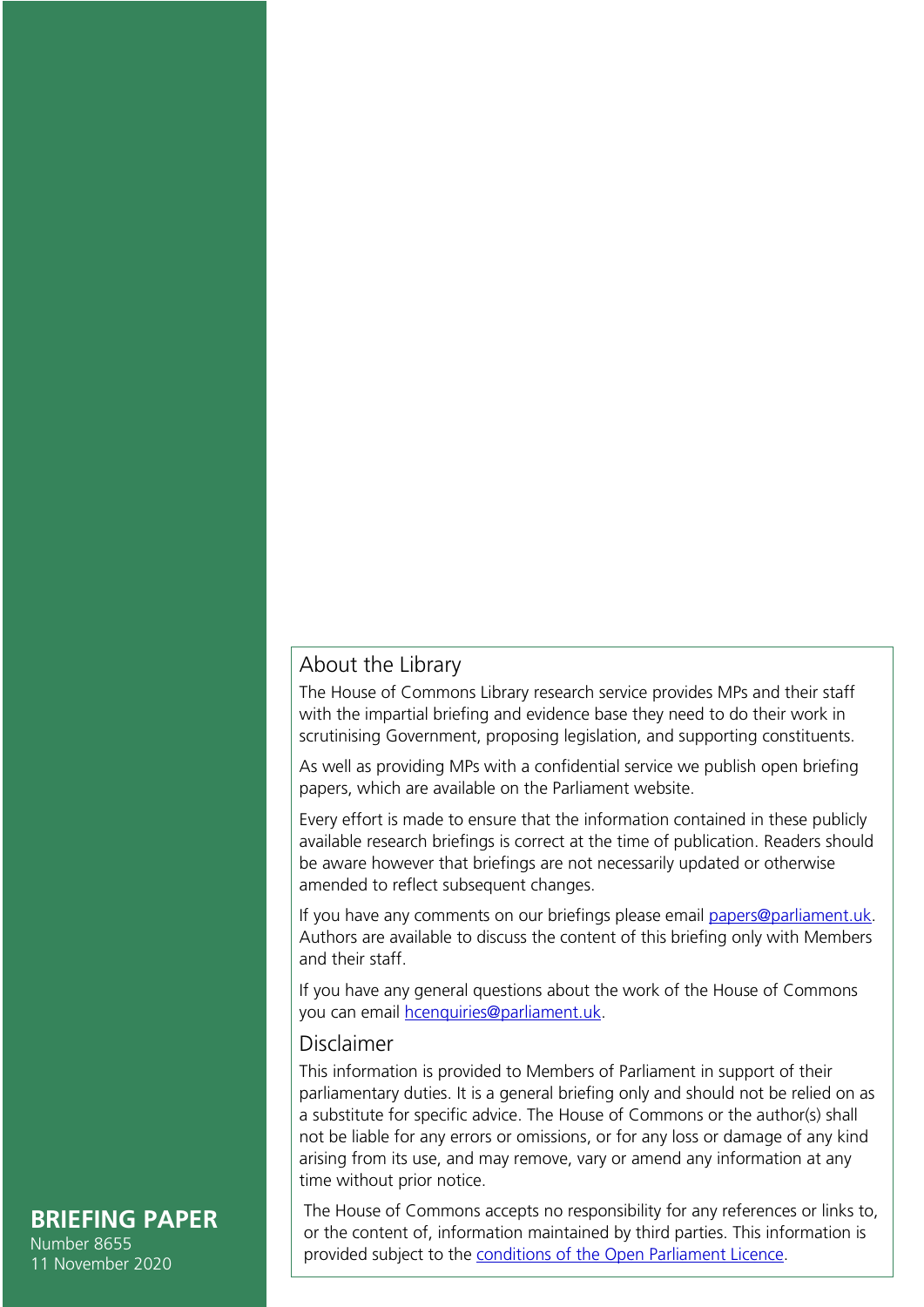## About the Library

The House of Commons Library research service provides MPs and their staff with the impartial briefing and evidence base they need to do their work in scrutinising Government, proposing legislation, and supporting constituents.

As well as providing MPs with a confidential service we publish open briefing papers, which are available on the Parliament website.

Every effort is made to ensure that the information contained in these publicly available research briefings is correct at the time of publication. Readers should be aware however that briefings are not necessarily updated or otherwise amended to reflect subsequent changes.

If you have any comments on our briefings please email papers@parliament.uk. Authors are available to discuss the content of this briefing only with Members and their staff.

If you have any general questions about the work of the House of Commons you can email hcenquiries@parliament.uk.

## Disclaimer

This information is provided to Members of Parliament in support of their parliamentary duties. It is a general briefing only and should not be relied on as a substitute for specific advice. The House of Commons or the author(s) shall not be liable for any errors or omissions, or for any loss or damage of any kind arising from its use, and may remove, vary or amend any information at any time without prior notice.

The House of Commons accepts no responsibility for any references or links to, or the content of, information maintained by third parties. This information is provided subject to the conditions of the Open Parliament Licence.

**BRIEFING PAPER**
Number 8655
11 November 2020